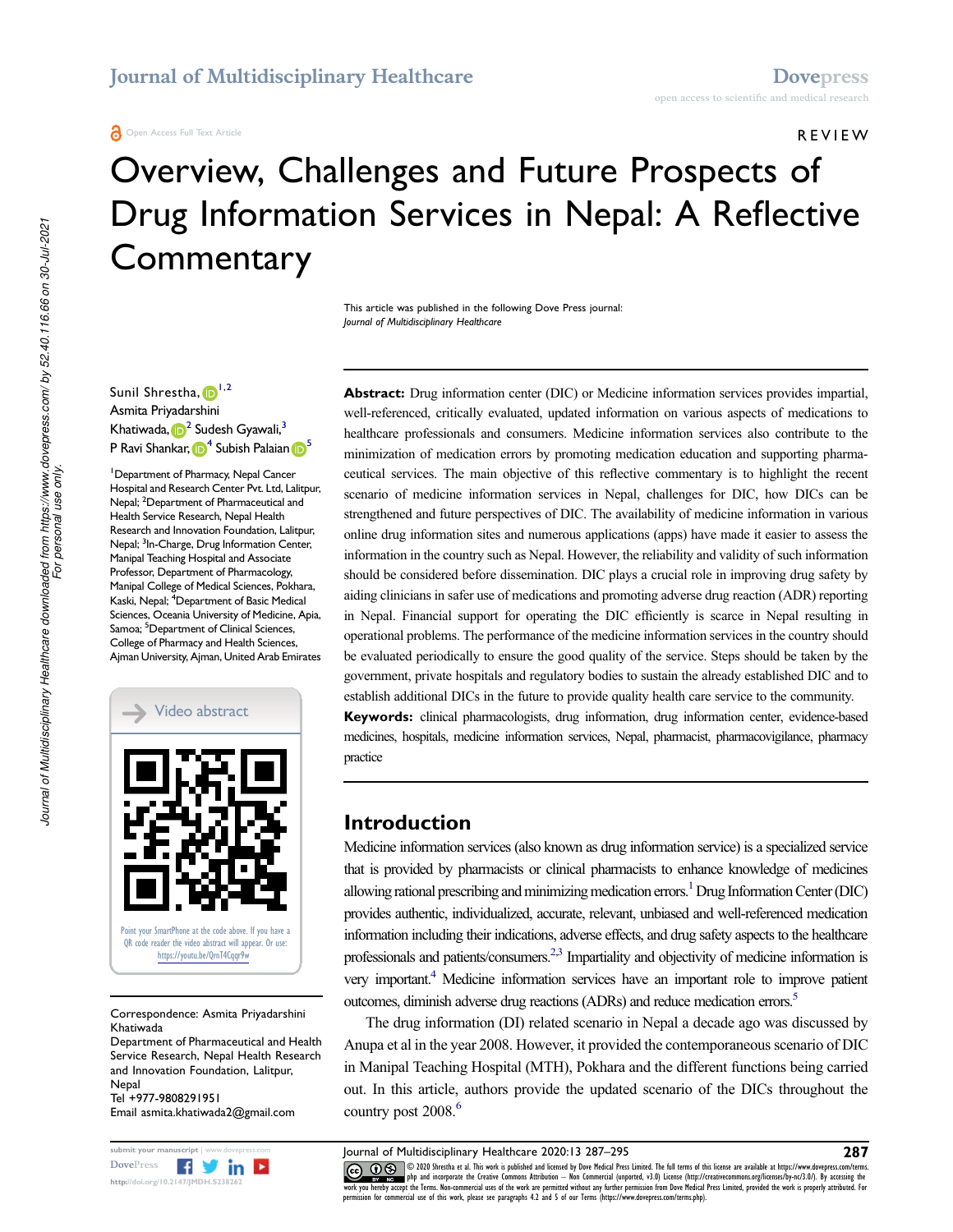# Overview, Challenges and Future Prospects of Drug Information Services in Nepal: A Reflective Commentary

This article was published in the following Dove Press journal:
*Journal of Multidisciplinary Healthcare*

Sunil Shrestha,[1,2]
Asmita Priyadarshini Khatiwada,[2] Sudesh Gyawali,[3]
P Ravi Shankar,[4] Subish Palaian[5]

[1]Department of Pharmacy, Nepal Cancer Hospital and Research Center Pvt. Ltd, Lalitpur, Nepal; [2]Department of Pharmaceutical and Health Service Research, Nepal Health Research and Innovation Foundation, Lalitpur, Nepal; [3]In-Charge, Drug Information Center, Manipal Teaching Hospital and Associate Professor, Department of Pharmacology, Manipal College of Medical Sciences, Pokhara, Kaski, Nepal; [4]Department of Basic Medical Sciences, Oceania University of Medicine, Apia, Samoa; [5]Department of Clinical Sciences, College of Pharmacy and Health Sciences, Ajman University, Ajman, United Arab Emirates

Video abstract

Point your SmartPhone at the code above. If you have a QR code reader the video abstract will appear. Or use: https://youtu.be/QmT4Cqqr9w

Correspondence: Asmita Priyadarshini Khatiwada
Department of Pharmaceutical and Health Service Research, Nepal Health Research and Innovation Foundation, Lalitpur, Nepal
Tel +977-9808291951
Email asmita.khatiwada2@gmail.com

**Abstract:** Drug information center (DIC) or Medicine information services provides impartial, well-referenced, critically evaluated, updated information on various aspects of medications to healthcare professionals and consumers. Medicine information services also contribute to the minimization of medication errors by promoting medication education and supporting pharmaceutical services. The main objective of this reflective commentary is to highlight the recent scenario of medicine information services in Nepal, challenges for DIC, how DICs can be strengthened and future perspectives of DIC. The availability of medicine information in various online drug information sites and numerous applications (apps) have made it easier to assess the information in the country such as Nepal. However, the reliability and validity of such information should be considered before dissemination. DIC plays a crucial role in improving drug safety by aiding clinicians in safer use of medications and promoting adverse drug reaction (ADR) reporting in Nepal. Financial support for operating the DIC efficiently is scarce in Nepal resulting in operational problems. The performance of the medicine information services in the country should be evaluated periodically to ensure the good quality of the service. Steps should be taken by the government, private hospitals and regulatory bodies to sustain the already established DIC and to establish additional DICs in the future to provide quality health care service to the community.

**Keywords:** clinical pharmacologists, drug information, drug information center, evidence-based medicines, hospitals, medicine information services, Nepal, pharmacist, pharmacovigilance, pharmacy practice

## Introduction

Medicine information services (also known as drug information service) is a specialized service that is provided by pharmacists or clinical pharmacists to enhance knowledge of medicines allowing rational prescribing and minimizing medication errors.[1] Drug Information Center (DIC) provides authentic, individualized, accurate, relevant, unbiased and well-referenced medication information including their indications, adverse effects, and drug safety aspects to the healthcare professionals and patients/consumers.[2,3] Impartiality and objectivity of medicine information is very important.[4] Medicine information services have an important role to improve patient outcomes, diminish adverse drug reactions (ADRs) and reduce medication errors.[5]

The drug information (DI) related scenario in Nepal a decade ago was discussed by Anupa et al in the year 2008. However, it provided the contemporaneous scenario of DIC in Manipal Teaching Hospital (MTH), Pokhara and the different functions being carried out. In this article, authors provide the updated scenario of the DICs throughout the country post 2008.[6]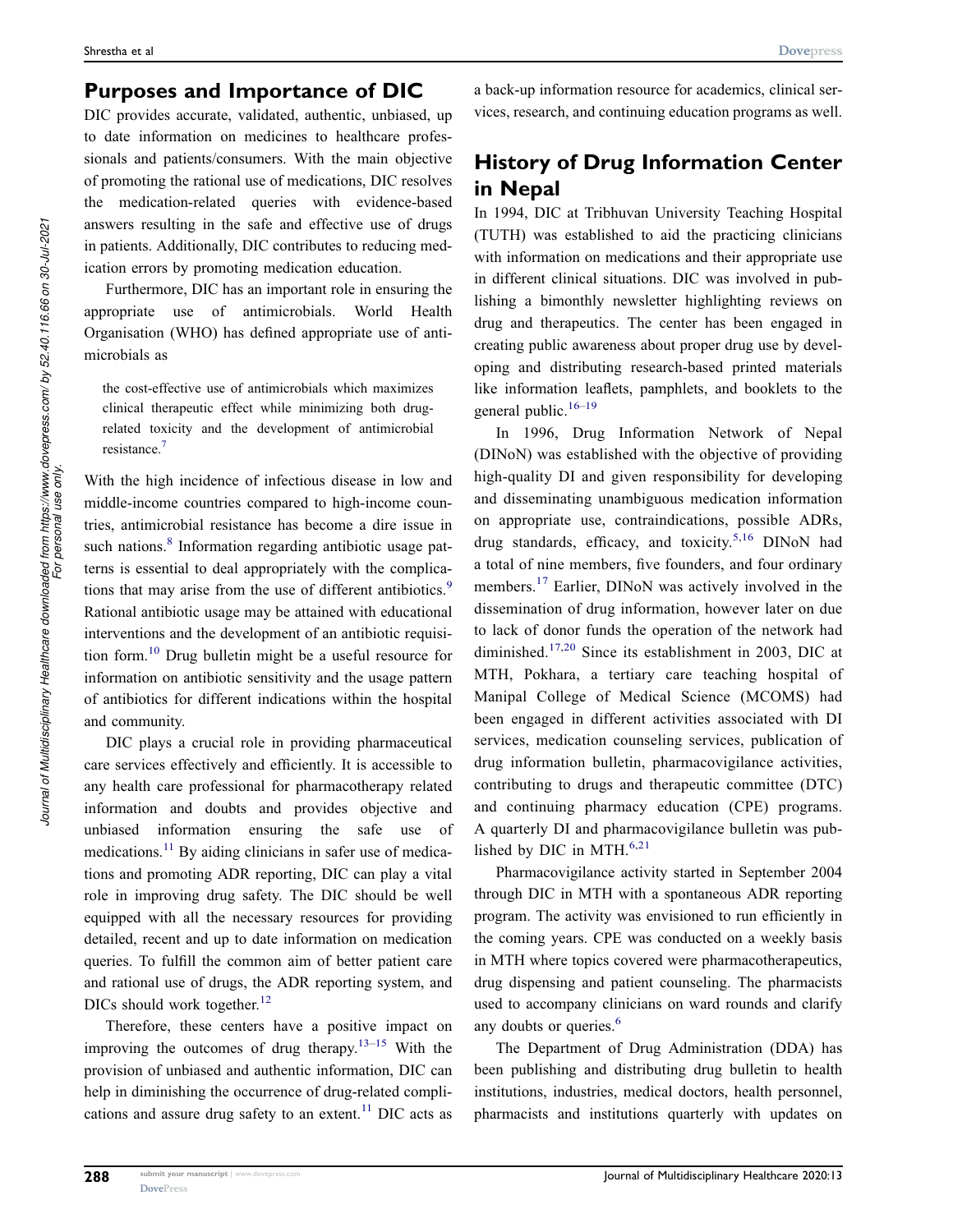## Purposes and Importance of DIC

DIC provides accurate, validated, authentic, unbiased, up to date information on medicines to healthcare professionals and patients/consumers. With the main objective of promoting the rational use of medications, DIC resolves the medication-related queries with evidence-based answers resulting in the safe and effective use of drugs in patients. Additionally, DIC contributes to reducing medication errors by promoting medication education.

Furthermore, DIC has an important role in ensuring the appropriate use of antimicrobials. World Health Organisation (WHO) has defined appropriate use of antimicrobials as

> the cost-effective use of antimicrobials which maximizes clinical therapeutic effect while minimizing both drug-related toxicity and the development of antimicrobial resistance.[7]

With the high incidence of infectious disease in low and middle-income countries compared to high-income countries, antimicrobial resistance has become a dire issue in such nations.[8] Information regarding antibiotic usage patterns is essential to deal appropriately with the complications that may arise from the use of different antibiotics.[9] Rational antibiotic usage may be attained with educational interventions and the development of an antibiotic requisition form.[10] Drug bulletin might be a useful resource for information on antibiotic sensitivity and the usage pattern of antibiotics for different indications within the hospital and community.

DIC plays a crucial role in providing pharmaceutical care services effectively and efficiently. It is accessible to any health care professional for pharmacotherapy related information and doubts and provides objective and unbiased information ensuring the safe use of medications.[11] By aiding clinicians in safer use of medications and promoting ADR reporting, DIC can play a vital role in improving drug safety. The DIC should be well equipped with all the necessary resources for providing detailed, recent and up to date information on medication queries. To fulfill the common aim of better patient care and rational use of drugs, the ADR reporting system, and DICs should work together.[12]

Therefore, these centers have a positive impact on improving the outcomes of drug therapy.[13–15] With the provision of unbiased and authentic information, DIC can help in diminishing the occurrence of drug-related complications and assure drug safety to an extent.[11] DIC acts as a back-up information resource for academics, clinical services, research, and continuing education programs as well.

## History of Drug Information Center in Nepal

In 1994, DIC at Tribhuvan University Teaching Hospital (TUTH) was established to aid the practicing clinicians with information on medications and their appropriate use in different clinical situations. DIC was involved in publishing a bimonthly newsletter highlighting reviews on drug and therapeutics. The center has been engaged in creating public awareness about proper drug use by developing and distributing research-based printed materials like information leaflets, pamphlets, and booklets to the general public.[16–19]

In 1996, Drug Information Network of Nepal (DINoN) was established with the objective of providing high-quality DI and given responsibility for developing and disseminating unambiguous medication information on appropriate use, contraindications, possible ADRs, drug standards, efficacy, and toxicity.[5,16] DINoN had a total of nine members, five founders, and four ordinary members.[17] Earlier, DINoN was actively involved in the dissemination of drug information, however later on due to lack of donor funds the operation of the network had diminished.[17,20] Since its establishment in 2003, DIC at MTH, Pokhara, a tertiary care teaching hospital of Manipal College of Medical Science (MCOMS) had been engaged in different activities associated with DI services, medication counseling services, publication of drug information bulletin, pharmacovigilance activities, contributing to drugs and therapeutic committee (DTC) and continuing pharmacy education (CPE) programs. A quarterly DI and pharmacovigilance bulletin was published by DIC in MTH.[6,21]

Pharmacovigilance activity started in September 2004 through DIC in MTH with a spontaneous ADR reporting program. The activity was envisioned to run efficiently in the coming years. CPE was conducted on a weekly basis in MTH where topics covered were pharmacotherapeutics, drug dispensing and patient counseling. The pharmacists used to accompany clinicians on ward rounds and clarify any doubts or queries.[6]

The Department of Drug Administration (DDA) has been publishing and distributing drug bulletin to health institutions, industries, medical doctors, health personnel, pharmacists and institutions quarterly with updates on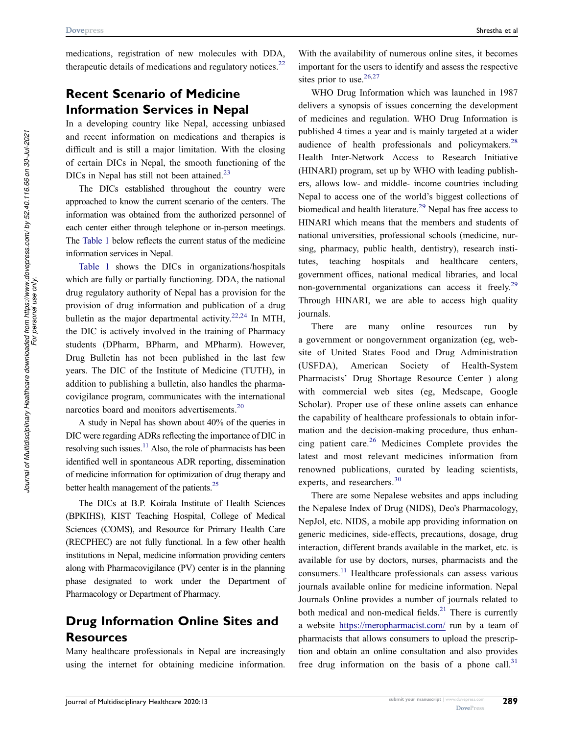medications, registration of new molecules with DDA, therapeutic details of medications and regulatory notices.[22]

## Recent Scenario of Medicine Information Services in Nepal

In a developing country like Nepal, accessing unbiased and recent information on medications and therapies is difficult and is still a major limitation. With the closing of certain DICs in Nepal, the smooth functioning of the DICs in Nepal has still not been attained.[23]

The DICs established throughout the country were approached to know the current scenario of the centers. The information was obtained from the authorized personnel of each center either through telephone or in-person meetings. The Table 1 below reflects the current status of the medicine information services in Nepal.

Table 1 shows the DICs in organizations/hospitals which are fully or partially functioning. DDA, the national drug regulatory authority of Nepal has a provision for the provision of drug information and publication of a drug bulletin as the major departmental activity.[22,24] In MTH, the DIC is actively involved in the training of Pharmacy students (DPharm, BPharm, and MPharm). However, Drug Bulletin has not been published in the last few years. The DIC of the Institute of Medicine (TUTH), in addition to publishing a bulletin, also handles the pharmacovigilance program, communicates with the international narcotics board and monitors advertisements.[20]

A study in Nepal has shown about 40% of the queries in DIC were regarding ADRs reflecting the importance of DIC in resolving such issues.[11] Also, the role of pharmacists has been identified well in spontaneous ADR reporting, dissemination of medicine information for optimization of drug therapy and better health management of the patients.[25]

The DICs at B.P. Koirala Institute of Health Sciences (BPKIHS), KIST Teaching Hospital, College of Medical Sciences (COMS), and Resource for Primary Health Care (RECPHEC) are not fully functional. In a few other health institutions in Nepal, medicine information providing centers along with Pharmacovigilance (PV) center is in the planning phase designated to work under the Department of Pharmacology or Department of Pharmacy.

## Drug Information Online Sites and Resources

Many healthcare professionals in Nepal are increasingly using the internet for obtaining medicine information. With the availability of numerous online sites, it becomes important for the users to identify and assess the respective sites prior to use.[26,27]

WHO Drug Information which was launched in 1987 delivers a synopsis of issues concerning the development of medicines and regulation. WHO Drug Information is published 4 times a year and is mainly targeted at a wider audience of health professionals and policymakers.[28] Health Inter-Network Access to Research Initiative (HINARI) program, set up by WHO with leading publishers, allows low- and middle- income countries including Nepal to access one of the world's biggest collections of biomedical and health literature.[29] Nepal has free access to HINARI which means that the members and students of national universities, professional schools (medicine, nursing, pharmacy, public health, dentistry), research institutes, teaching hospitals and healthcare centers, government offices, national medical libraries, and local non-governmental organizations can access it freely.[29] Through HINARI, we are able to access high quality journals.

There are many online resources run by a government or nongovernment organization (eg, website of United States Food and Drug Administration (USFDA), American Society of Health-System Pharmacists' Drug Shortage Resource Center ) along with commercial web sites (eg, Medscape, Google Scholar). Proper use of these online assets can enhance the capability of healthcare professionals to obtain information and the decision-making procedure, thus enhancing patient care.[26] Medicines Complete provides the latest and most relevant medicines information from renowned publications, curated by leading scientists, experts, and researchers.[30]

There are some Nepalese websites and apps including the Nepalese Index of Drug (NIDS), Deo's Pharmacology, NepJol, etc. NIDS, a mobile app providing information on generic medicines, side-effects, precautions, dosage, drug interaction, different brands available in the market, etc. is available for use by doctors, nurses, pharmacists and the consumers.[11] Healthcare professionals can assess various journals available online for medicine information. Nepal Journals Online provides a number of journals related to both medical and non-medical fields.[21] There is currently a website https://meropharmacist.com/ run by a team of pharmacists that allows consumers to upload the prescription and obtain an online consultation and also provides free drug information on the basis of a phone call.[31]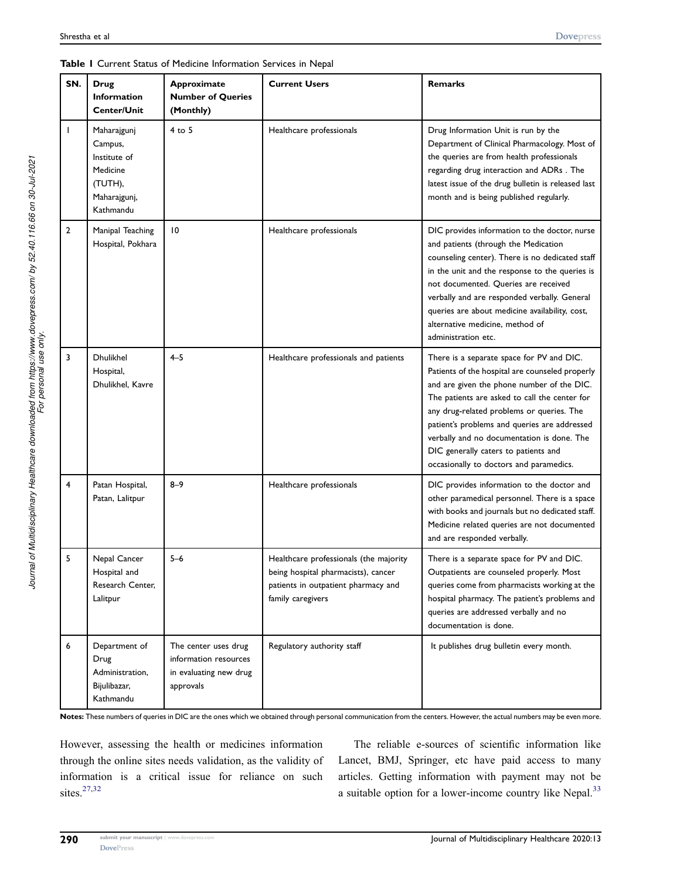**Table 1** Current Status of Medicine Information Services in Nepal

| SN. | Drug Information Center/Unit | Approximate Number of Queries (Monthly) | Current Users | Remarks |
|---|---|---|---|---|
| 1 | Maharajgunj Campus, Institute of Medicine (TUTH), Maharajgunj, Kathmandu | 4 to 5 | Healthcare professionals | Drug Information Unit is run by the Department of Clinical Pharmacology. Most of the queries are from health professionals regarding drug interaction and ADRs . The latest issue of the drug bulletin is released last month and is being published regularly. |
| 2 | Manipal Teaching Hospital, Pokhara | 10 | Healthcare professionals | DIC provides information to the doctor, nurse and patients (through the Medication counseling center). There is no dedicated staff in the unit and the response to the queries is not documented. Queries are received verbally and are responded verbally. General queries are about medicine availability, cost, alternative medicine, method of administration etc. |
| 3 | Dhulikhel Hospital, Dhulikhel, Kavre | 4–5 | Healthcare professionals and patients | There is a separate space for PV and DIC. Patients of the hospital are counseled properly and are given the phone number of the DIC. The patients are asked to call the center for any drug-related problems or queries. The patient's problems and queries are addressed verbally and no documentation is done. The DIC generally caters to patients and occasionally to doctors and paramedics. |
| 4 | Patan Hospital, Patan, Lalitpur | 8–9 | Healthcare professionals | DIC provides information to the doctor and other paramedical personnel. There is a space with books and journals but no dedicated staff. Medicine related queries are not documented and are responded verbally. |
| 5 | Nepal Cancer Hospital and Research Center, Lalitpur | 5–6 | Healthcare professionals (the majority being hospital pharmacists), cancer patients in outpatient pharmacy and family caregivers | There is a separate space for PV and DIC. Outpatients are counseled properly. Most queries come from pharmacists working at the hospital pharmacy. The patient's problems and queries are addressed verbally and no documentation is done. |
| 6 | Department of Drug Administration, Bijulibazar, Kathmandu | The center uses drug information resources in evaluating new drug approvals | Regulatory authority staff | It publishes drug bulletin every month. |

**Notes:** These numbers of queries in DIC are the ones which we obtained through personal communication from the centers. However, the actual numbers may be even more.

However, assessing the health or medicines information through the online sites needs validation, as the validity of information is a critical issue for reliance on such sites.[27,32]

The reliable e-sources of scientific information like Lancet, BMJ, Springer, etc have paid access to many articles. Getting information with payment may not be a suitable option for a lower-income country like Nepal.[33]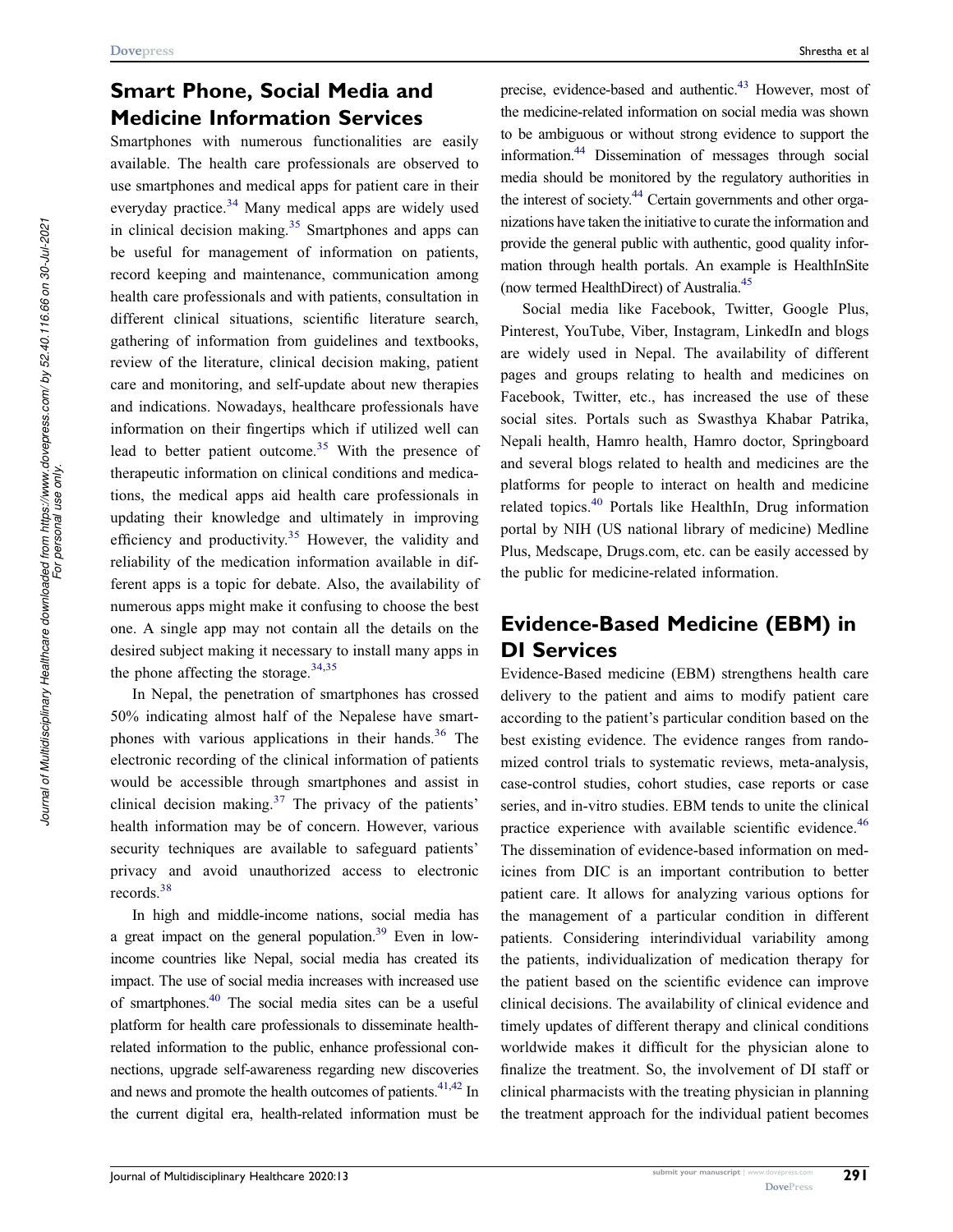## Smart Phone, Social Media and Medicine Information Services

Smartphones with numerous functionalities are easily available. The health care professionals are observed to use smartphones and medical apps for patient care in their everyday practice.[34] Many medical apps are widely used in clinical decision making.[35] Smartphones and apps can be useful for management of information on patients, record keeping and maintenance, communication among health care professionals and with patients, consultation in different clinical situations, scientific literature search, gathering of information from guidelines and textbooks, review of the literature, clinical decision making, patient care and monitoring, and self-update about new therapies and indications. Nowadays, healthcare professionals have information on their fingertips which if utilized well can lead to better patient outcome.[35] With the presence of therapeutic information on clinical conditions and medications, the medical apps aid health care professionals in updating their knowledge and ultimately in improving efficiency and productivity.[35] However, the validity and reliability of the medication information available in different apps is a topic for debate. Also, the availability of numerous apps might make it confusing to choose the best one. A single app may not contain all the details on the desired subject making it necessary to install many apps in the phone affecting the storage.[34,35]

In Nepal, the penetration of smartphones has crossed 50% indicating almost half of the Nepalese have smartphones with various applications in their hands.[36] The electronic recording of the clinical information of patients would be accessible through smartphones and assist in clinical decision making.[37] The privacy of the patients' health information may be of concern. However, various security techniques are available to safeguard patients' privacy and avoid unauthorized access to electronic records.[38]

In high and middle-income nations, social media has a great impact on the general population.[39] Even in low-income countries like Nepal, social media has created its impact. The use of social media increases with increased use of smartphones.[40] The social media sites can be a useful platform for health care professionals to disseminate health-related information to the public, enhance professional connections, upgrade self-awareness regarding new discoveries and news and promote the health outcomes of patients.[41,42] In the current digital era, health-related information must be precise, evidence-based and authentic.[43] However, most of the medicine-related information on social media was shown to be ambiguous or without strong evidence to support the information.[44] Dissemination of messages through social media should be monitored by the regulatory authorities in the interest of society.[44] Certain governments and other organizations have taken the initiative to curate the information and provide the general public with authentic, good quality information through health portals. An example is HealthInSite (now termed HealthDirect) of Australia.[45]

Social media like Facebook, Twitter, Google Plus, Pinterest, YouTube, Viber, Instagram, LinkedIn and blogs are widely used in Nepal. The availability of different pages and groups relating to health and medicines on Facebook, Twitter, etc., has increased the use of these social sites. Portals such as Swasthya Khabar Patrika, Nepali health, Hamro health, Hamro doctor, Springboard and several blogs related to health and medicines are the platforms for people to interact on health and medicine related topics.[40] Portals like HealthIn, Drug information portal by NIH (US national library of medicine) Medline Plus, Medscape, Drugs.com, etc. can be easily accessed by the public for medicine-related information.

## Evidence-Based Medicine (EBM) in DI Services

Evidence-Based medicine (EBM) strengthens health care delivery to the patient and aims to modify patient care according to the patient's particular condition based on the best existing evidence. The evidence ranges from randomized control trials to systematic reviews, meta-analysis, case-control studies, cohort studies, case reports or case series, and in-vitro studies. EBM tends to unite the clinical practice experience with available scientific evidence.[46] The dissemination of evidence-based information on medicines from DIC is an important contribution to better patient care. It allows for analyzing various options for the management of a particular condition in different patients. Considering interindividual variability among the patients, individualization of medication therapy for the patient based on the scientific evidence can improve clinical decisions. The availability of clinical evidence and timely updates of different therapy and clinical conditions worldwide makes it difficult for the physician alone to finalize the treatment. So, the involvement of DI staff or clinical pharmacists with the treating physician in planning the treatment approach for the individual patient becomes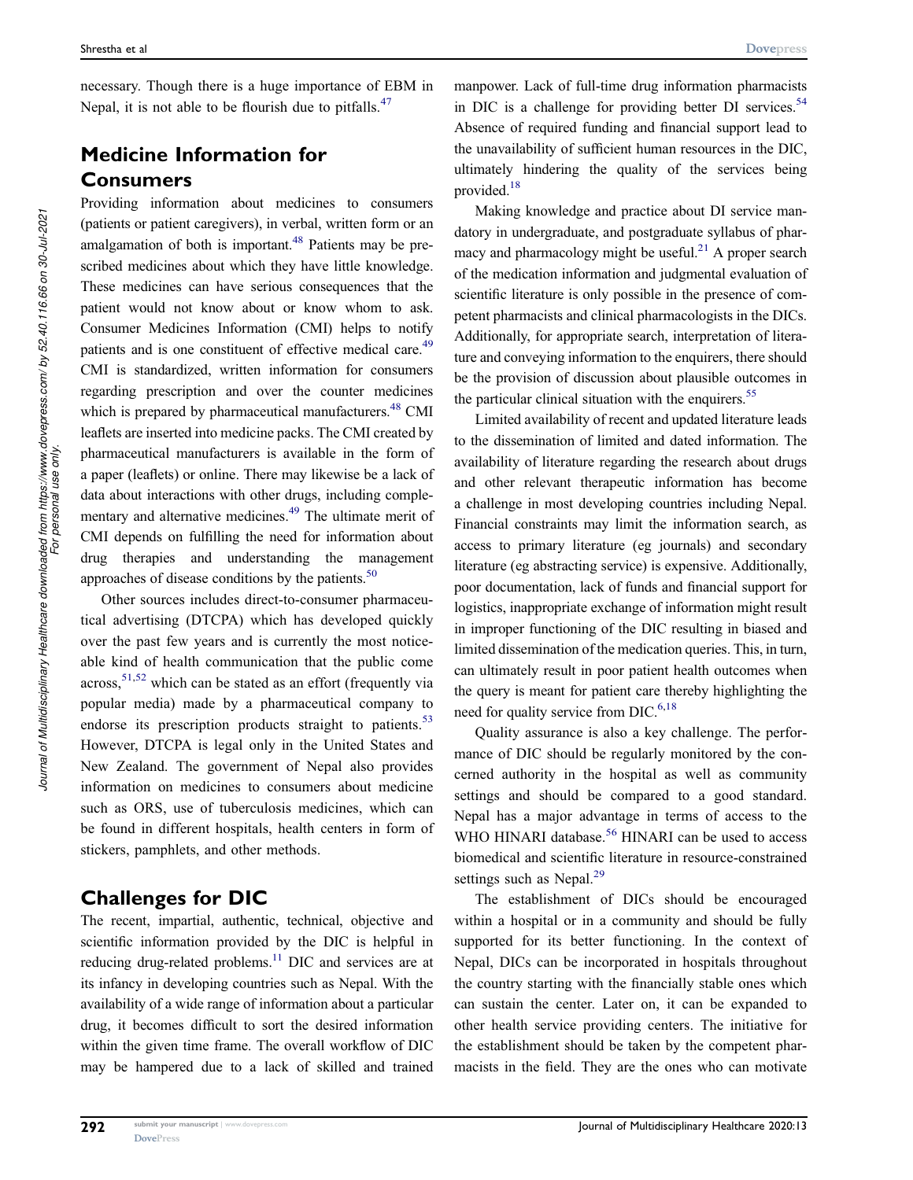necessary. Though there is a huge importance of EBM in Nepal, it is not able to be flourish due to pitfalls.[47]

## Medicine Information for Consumers

Providing information about medicines to consumers (patients or patient caregivers), in verbal, written form or an amalgamation of both is important.[48] Patients may be prescribed medicines about which they have little knowledge. These medicines can have serious consequences that the patient would not know about or know whom to ask. Consumer Medicines Information (CMI) helps to notify patients and is one constituent of effective medical care.[49] CMI is standardized, written information for consumers regarding prescription and over the counter medicines which is prepared by pharmaceutical manufacturers.[48] CMI leaflets are inserted into medicine packs. The CMI created by pharmaceutical manufacturers is available in the form of a paper (leaflets) or online. There may likewise be a lack of data about interactions with other drugs, including complementary and alternative medicines.[49] The ultimate merit of CMI depends on fulfilling the need for information about drug therapies and understanding the management approaches of disease conditions by the patients.[50]

Other sources includes direct-to-consumer pharmaceutical advertising (DTCPA) which has developed quickly over the past few years and is currently the most noticeable kind of health communication that the public come across,[51,52] which can be stated as an effort (frequently via popular media) made by a pharmaceutical company to endorse its prescription products straight to patients.[53] However, DTCPA is legal only in the United States and New Zealand. The government of Nepal also provides information on medicines to consumers about medicine such as ORS, use of tuberculosis medicines, which can be found in different hospitals, health centers in form of stickers, pamphlets, and other methods.

## Challenges for DIC

The recent, impartial, authentic, technical, objective and scientific information provided by the DIC is helpful in reducing drug-related problems.[11] DIC and services are at its infancy in developing countries such as Nepal. With the availability of a wide range of information about a particular drug, it becomes difficult to sort the desired information within the given time frame. The overall workflow of DIC may be hampered due to a lack of skilled and trained manpower. Lack of full-time drug information pharmacists in DIC is a challenge for providing better DI services.[54] Absence of required funding and financial support lead to the unavailability of sufficient human resources in the DIC, ultimately hindering the quality of the services being provided.[18]

Making knowledge and practice about DI service mandatory in undergraduate, and postgraduate syllabus of pharmacy and pharmacology might be useful.[21] A proper search of the medication information and judgmental evaluation of scientific literature is only possible in the presence of competent pharmacists and clinical pharmacologists in the DICs. Additionally, for appropriate search, interpretation of literature and conveying information to the enquirers, there should be the provision of discussion about plausible outcomes in the particular clinical situation with the enquirers.[55]

Limited availability of recent and updated literature leads to the dissemination of limited and dated information. The availability of literature regarding the research about drugs and other relevant therapeutic information has become a challenge in most developing countries including Nepal. Financial constraints may limit the information search, as access to primary literature (eg journals) and secondary literature (eg abstracting service) is expensive. Additionally, poor documentation, lack of funds and financial support for logistics, inappropriate exchange of information might result in improper functioning of the DIC resulting in biased and limited dissemination of the medication queries. This, in turn, can ultimately result in poor patient health outcomes when the query is meant for patient care thereby highlighting the need for quality service from DIC.[6,18]

Quality assurance is also a key challenge. The performance of DIC should be regularly monitored by the concerned authority in the hospital as well as community settings and should be compared to a good standard. Nepal has a major advantage in terms of access to the WHO HINARI database.[56] HINARI can be used to access biomedical and scientific literature in resource-constrained settings such as Nepal.[29]

The establishment of DICs should be encouraged within a hospital or in a community and should be fully supported for its better functioning. In the context of Nepal, DICs can be incorporated in hospitals throughout the country starting with the financially stable ones which can sustain the center. Later on, it can be expanded to other health service providing centers. The initiative for the establishment should be taken by the competent pharmacists in the field. They are the ones who can motivate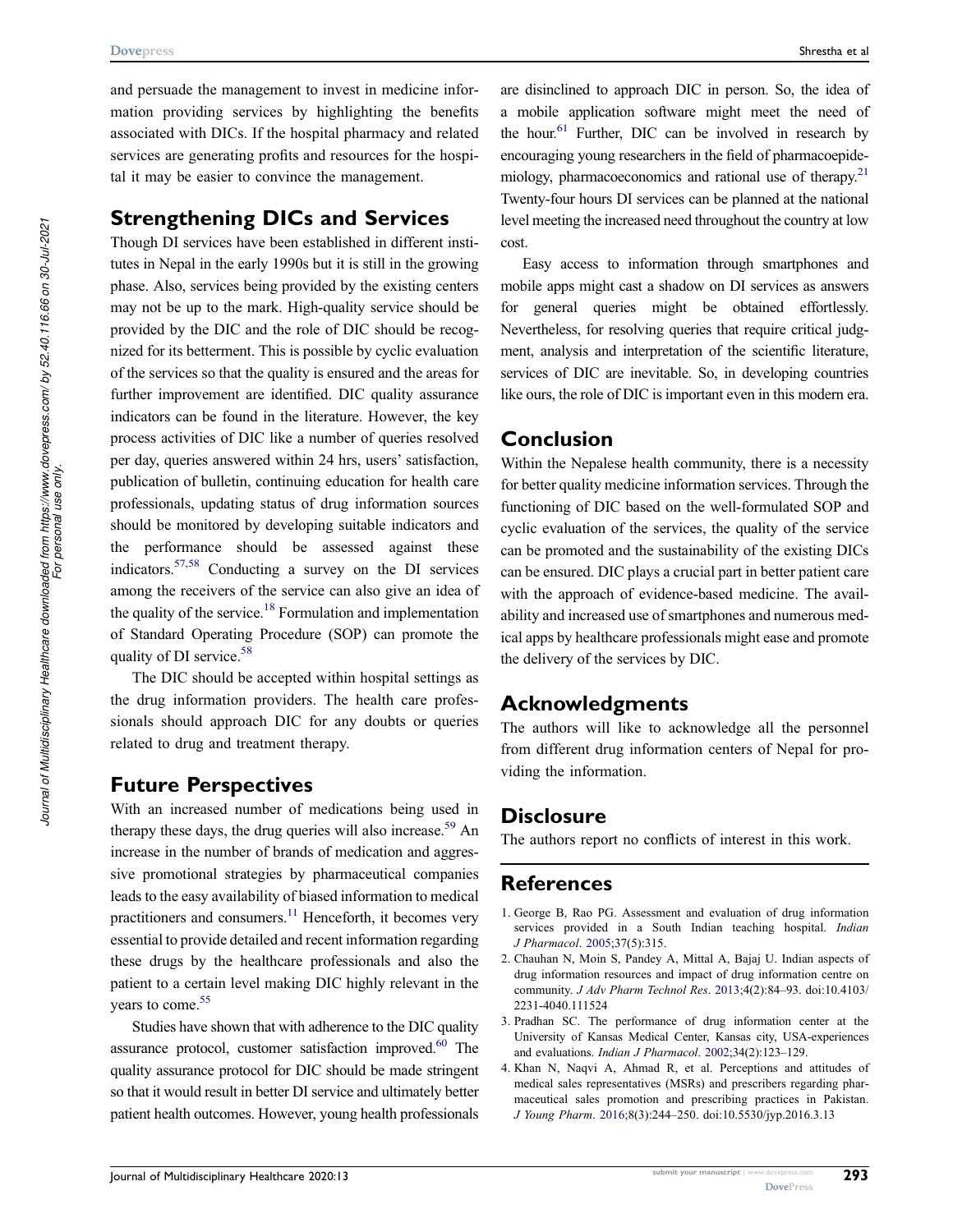and persuade the management to invest in medicine information providing services by highlighting the benefits associated with DICs. If the hospital pharmacy and related services are generating profits and resources for the hospital it may be easier to convince the management.

## Strengthening DICs and Services

Though DI services have been established in different institutes in Nepal in the early 1990s but it is still in the growing phase. Also, services being provided by the existing centers may not be up to the mark. High-quality service should be provided by the DIC and the role of DIC should be recognized for its betterment. This is possible by cyclic evaluation of the services so that the quality is ensured and the areas for further improvement are identified. DIC quality assurance indicators can be found in the literature. However, the key process activities of DIC like a number of queries resolved per day, queries answered within 24 hrs, users' satisfaction, publication of bulletin, continuing education for health care professionals, updating status of drug information sources should be monitored by developing suitable indicators and the performance should be assessed against these indicators.[57,58] Conducting a survey on the DI services among the receivers of the service can also give an idea of the quality of the service.[18] Formulation and implementation of Standard Operating Procedure (SOP) can promote the quality of DI service.[58]

The DIC should be accepted within hospital settings as the drug information providers. The health care professionals should approach DIC for any doubts or queries related to drug and treatment therapy.

## Future Perspectives

With an increased number of medications being used in therapy these days, the drug queries will also increase.[59] An increase in the number of brands of medication and aggressive promotional strategies by pharmaceutical companies leads to the easy availability of biased information to medical practitioners and consumers.[11] Henceforth, it becomes very essential to provide detailed and recent information regarding these drugs by the healthcare professionals and also the patient to a certain level making DIC highly relevant in the years to come.[55]

Studies have shown that with adherence to the DIC quality assurance protocol, customer satisfaction improved.[60] The quality assurance protocol for DIC should be made stringent so that it would result in better DI service and ultimately better patient health outcomes. However, young health professionals are disinclined to approach DIC in person. So, the idea of a mobile application software might meet the need of the hour.[61] Further, DIC can be involved in research by encouraging young researchers in the field of pharmacoepidemiology, pharmacoeconomics and rational use of therapy.[21] Twenty-four hours DI services can be planned at the national level meeting the increased need throughout the country at low cost.

Easy access to information through smartphones and mobile apps might cast a shadow on DI services as answers for general queries might be obtained effortlessly. Nevertheless, for resolving queries that require critical judgment, analysis and interpretation of the scientific literature, services of DIC are inevitable. So, in developing countries like ours, the role of DIC is important even in this modern era.

## Conclusion

Within the Nepalese health community, there is a necessity for better quality medicine information services. Through the functioning of DIC based on the well-formulated SOP and cyclic evaluation of the services, the quality of the service can be promoted and the sustainability of the existing DICs can be ensured. DIC plays a crucial part in better patient care with the approach of evidence-based medicine. The availability and increased use of smartphones and numerous medical apps by healthcare professionals might ease and promote the delivery of the services by DIC.

## Acknowledgments

The authors will like to acknowledge all the personnel from different drug information centers of Nepal for providing the information.

## Disclosure

The authors report no conflicts of interest in this work.

## References

1. George B, Rao PG. Assessment and evaluation of drug information services provided in a South Indian teaching hospital. *Indian J Pharmacol*. 2005;37(5):315.
2. Chauhan N, Moin S, Pandey A, Mittal A, Bajaj U. Indian aspects of drug information resources and impact of drug information centre on community. *J Adv Pharm Technol Res*. 2013;4(2):84–93. doi:10.4103/2231-4040.111524
3. Pradhan SC. The performance of drug information center at the University of Kansas Medical Center, Kansas city, USA-experiences and evaluations. *Indian J Pharmacol*. 2002;34(2):123–129.
4. Khan N, Naqvi A, Ahmad R, et al. Perceptions and attitudes of medical sales representatives (MSRs) and prescribers regarding pharmaceutical sales promotion and prescribing practices in Pakistan. *J Young Pharm*. 2016;8(3):244–250. doi:10.5530/jyp.2016.3.13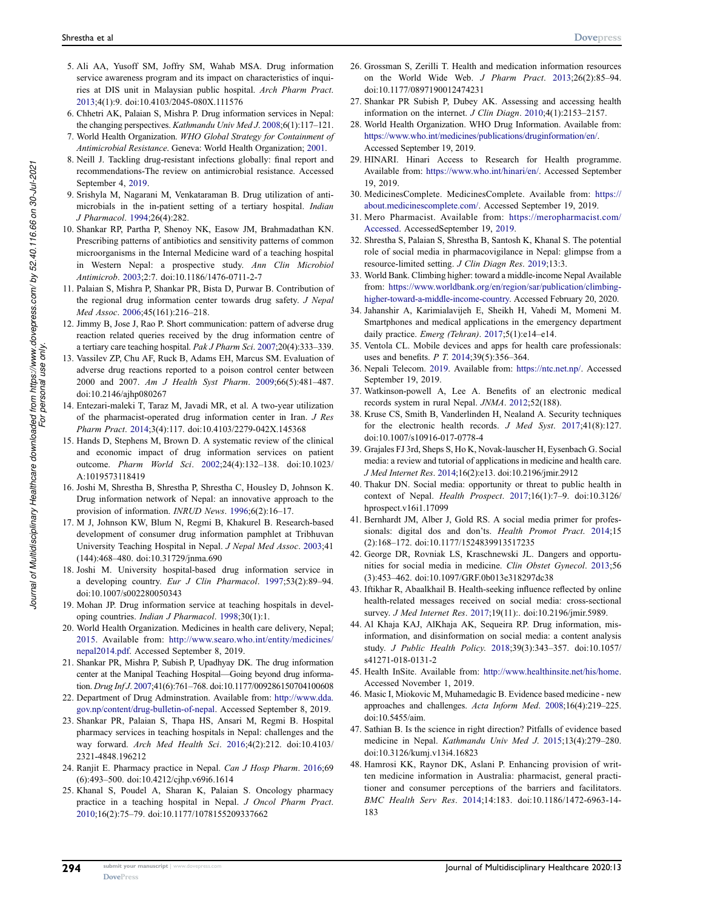5. Ali AA, Yusoff SM, Joffry SM, Wahab MSA. Drug information service awareness program and its impact on characteristics of inquiries at DIS unit in Malaysian public hospital. *Arch Pharm Pract*. 2013;4(1):9. doi:10.4103/2045-080X.111576
6. Chhetri AK, Palaian S, Mishra P. Drug information services in Nepal: the changing perspectives. *Kathmandu Univ Med J*. 2008;6(1):117–121.
7. World Health Organization. *WHO Global Strategy for Containment of Antimicrobial Resistance*. Geneva: World Health Organization; 2001.
8. Neill J. Tackling drug-resistant infections globally: final report and recommendations-The review on antimicrobial resistance. Accessed September 4, 2019.
9. Srishyla M, Nagarani M, Venkataraman B. Drug utilization of antimicrobials in the in-patient setting of a tertiary hospital. *Indian J Pharmacol*. 1994;26(4):282.
10. Shankar RP, Partha P, Shenoy NK, Easow JM, Brahmadathan KN. Prescribing patterns of antibiotics and sensitivity patterns of common microorganisms in the Internal Medicine ward of a teaching hospital in Western Nepal: a prospective study. *Ann Clin Microbiol Antimicrob*. 2003;2:7. doi:10.1186/1476-0711-2-7
11. Palaian S, Mishra P, Shankar PR, Bista D, Purwar B. Contribution of the regional drug information center towards drug safety. *J Nepal Med Assoc*. 2006;45(161):216–218.
12. Jimmy B, Jose J, Rao P. Short communication: pattern of adverse drug reaction related queries received by the drug information centre of a tertiary care teaching hospital. *Pak J Pharm Sci*. 2007;20(4):333–339.
13. Vassilev ZP, Chu AF, Ruck B, Adams EH, Marcus SM. Evaluation of adverse drug reactions reported to a poison control center between 2000 and 2007. *Am J Health Syst Pharm*. 2009;66(5):481–487. doi:10.2146/ajhp080267
14. Entezari-maleki T, Taraz M, Javadi MR, et al. A two-year utilization of the pharmacist-operated drug information center in Iran. *J Res Pharm Pract*. 2014;3(4):117. doi:10.4103/2279-042X.145368
15. Hands D, Stephens M, Brown D. A systematic review of the clinical and economic impact of drug information services on patient outcome. *Pharm World Sci*. 2002;24(4):132–138. doi:10.1023/A:1019573118419
16. Joshi M, Shrestha B, Shrestha P, Shrestha C, Housley D, Johnson K. Drug information network of Nepal: an innovative approach to the provision of information. *INRUD News*. 1996;6(2):16–17.
17. M J, Johnson KW, Blum N, Regmi B, Khakurel B. Research-based development of consumer drug information pamphlet at Tribhuvan University Teaching Hospital in Nepal. *J Nepal Med Assoc*. 2003;41 (144):468–480. doi:10.31729/jnma.690
18. Joshi M. University hospital-based drug information service in a developing country. *Eur J Clin Pharmacol*. 1997;53(2):89–94. doi:10.1007/s002280050343
19. Mohan JP. Drug information service at teaching hospitals in developing countries. *Indian J Pharmacol*. 1998;30(1):1.
20. World Health Organization. Medicines in health care delivery, Nepal; 2015. Available from: http://www.searo.who.int/entity/medicines/nepal2014.pdf. Accessed September 8, 2019.
21. Shankar PR, Mishra P, Subish P, Upadhyay DK. The drug information center at the Manipal Teaching Hospital—Going beyond drug information. *Drug Inf J*. 2007;41(6):761–768. doi:10.1177/009286150704100608
22. Department of Drug Adminstration. Available from: http://www.dda.gov.np/content/drug-bulletin-of-nepal. Accessed September 8, 2019.
23. Shankar PR, Palaian S, Thapa HS, Ansari M, Regmi B. Hospital pharmacy services in teaching hospitals in Nepal: challenges and the way forward. *Arch Med Health Sci*. 2016;4(2):212. doi:10.4103/2321-4848.196212
24. Ranjit E. Pharmacy practice in Nepal. *Can J Hosp Pharm*. 2016;69 (6):493–500. doi:10.4212/cjhp.v69i6.1614
25. Khanal S, Poudel A, Sharan K, Palaian S. Oncology pharmacy practice in a teaching hospital in Nepal. *J Oncol Pharm Pract*. 2010;16(2):75–79. doi:10.1177/1078155209337662
26. Grossman S, Zerilli T. Health and medication information resources on the World Wide Web. *J Pharm Pract*. 2013;26(2):85–94. doi:10.1177/0897190012474231
27. Shankar PR Subish P, Dubey AK. Assessing and accessing health information on the internet. *J Clin Diagn*. 2010;4(1):2153–2157.
28. World Health Organization. WHO Drug Information. Available from: https://www.who.int/medicines/publications/druginformation/en/. Accessed September 19, 2019.
29. HINARI. Hinari Access to Research for Health programme. Available from: https://www.who.int/hinari/en/. Accessed September 19, 2019.
30. MedicinesComplete. MedicinesComplete. Available from: https://about.medicinescomplete.com/. Accessed September 19, 2019.
31. Mero Pharmacist. Available from: https://meropharmacist.com/Accessed. AccessedSeptember 19, 2019.
32. Shrestha S, Palaian S, Shrestha B, Santosh K, Khanal S. The potential role of social media in pharmacovigilance in Nepal: glimpse from a resource-limited setting. *J Clin Diagn Res*. 2019;13:3.
33. World Bank. Climbing higher: toward a middle-income Nepal Available from: https://www.worldbank.org/en/region/sar/publication/climbing-higher-toward-a-middle-income-country. Accessed February 20, 2020.
34. Jahanshir A, Karimialavijeh E, Sheikh H, Vahedi M, Momeni M. Smartphones and medical applications in the emergency department daily practice. *Emerg (Tehran)*. 2017;5(1):e14–e14.
35. Ventola CL. Mobile devices and apps for health care professionals: uses and benefits. *P T*. 2014;39(5):356–364.
36. Nepali Telecom. 2019. Available from: https://ntc.net.np/. Accessed September 19, 2019.
37. Watkinson-powell A, Lee A. Benefits of an electronic medical records system in rural Nepal. *JNMA*. 2012;52(188).
38. Kruse CS, Smith B, Vanderlinden H, Nealand A. Security techniques for the electronic health records. *J Med Syst*. 2017;41(8):127. doi:10.1007/s10916-017-0778-4
39. Grajales FJ 3rd, Sheps S, Ho K, Novak-lauscher H, Eysenbach G. Social media: a review and tutorial of applications in medicine and health care. *J Med Internet Res*. 2014;16(2):e13. doi:10.2196/jmir.2912
40. Thakur DN. Social media: opportunity or threat to public health in context of Nepal. *Health Prospect*. 2017;16(1):7–9. doi:10.3126/hprospect.v16i1.17099
41. Bernhardt JM, Alber J, Gold RS. A social media primer for professionals: digital dos and don'ts. *Health Promot Pract*. 2014;15 (2):168–172. doi:10.1177/1524839913517235
42. George DR, Rovniak LS, Kraschnewski JL. Dangers and opportunities for social media in medicine. *Clin Obstet Gynecol*. 2013;56 (3):453–462. doi:10.1097/GRF.0b013e318297dc38
43. Iftikhar R, Abaalkhail B. Health-seeking influence reflected by online health-related messages received on social media: cross-sectional survey. *J Med Internet Res*. 2017;19(11):. doi:10.2196/jmir.5989.
44. Al Khaja KAJ, AlKhaja AK, Sequeira RP. Drug information, misinformation, and disinformation on social media: a content analysis study. *J Public Health Policy*. 2018;39(3):343–357. doi:10.1057/s41271-018-0131-2
45. Health InSite. Available from: http://www.healthinsite.net/his/home. Accessed November 1, 2019.
46. Masic I, Miokovic M, Muhamedagic B. Evidence based medicine - new approaches and challenges. *Acta Inform Med*. 2008;16(4):219–225. doi:10.5455/aim.
47. Sathian B. Is the science in right direction? Pitfalls of evidence based medicine in Nepal. *Kathmandu Univ Med J*. 2015;13(4):279–280. doi:10.3126/kumj.v13i4.16823
48. Hamrosi KK, Raynor DK, Aslani P. Enhancing provision of written medicine information in Australia: pharmacist, general practitioner and consumer perceptions of the barriers and facilitators. *BMC Health Serv Res*. 2014;14:183. doi:10.1186/1472-6963-14-183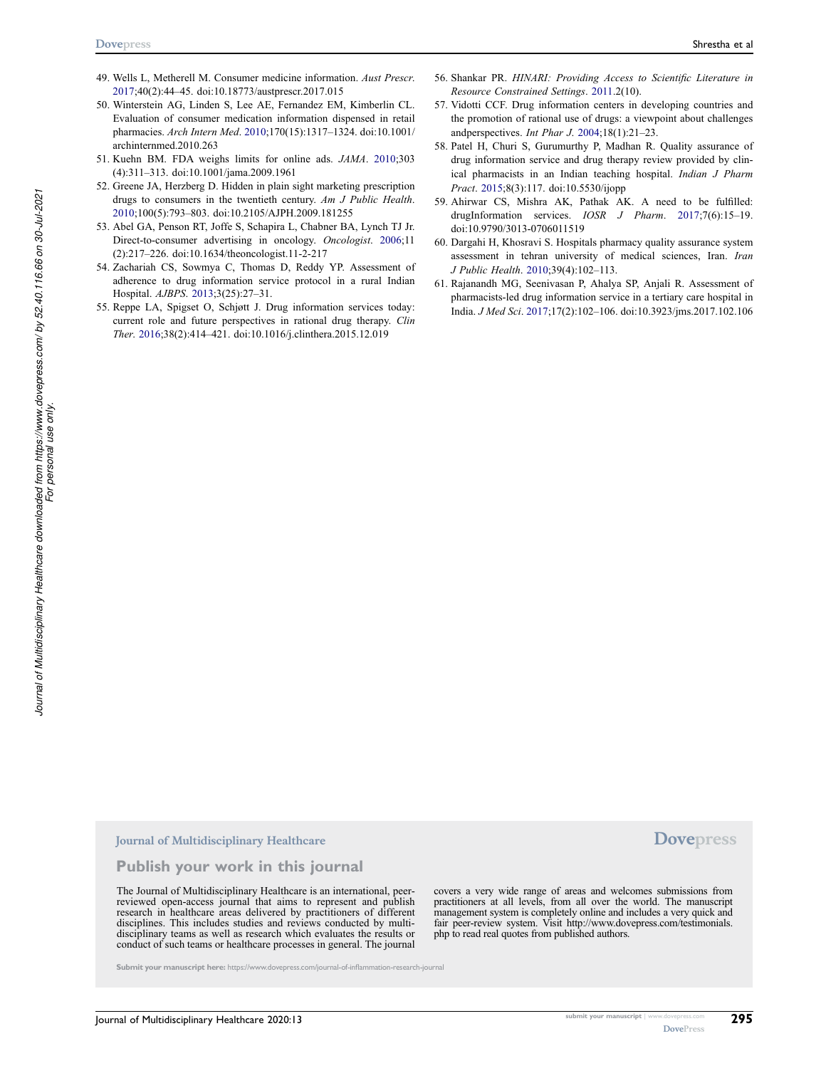49. Wells L, Metherell M. Consumer medicine information. *Aust Prescr*. 2017;40(2):44–45. doi:10.18773/austprescr.2017.015
50. Winterstein AG, Linden S, Lee AE, Fernandez EM, Kimberlin CL. Evaluation of consumer medication information dispensed in retail pharmacies. *Arch Intern Med*. 2010;170(15):1317–1324. doi:10.1001/archinternmed.2010.263
51. Kuehn BM. FDA weighs limits for online ads. *JAMA*. 2010;303(4):311–313. doi:10.1001/jama.2009.1961
52. Greene JA, Herzberg D. Hidden in plain sight marketing prescription drugs to consumers in the twentieth century. *Am J Public Health*. 2010;100(5):793–803. doi:10.2105/AJPH.2009.181255
53. Abel GA, Penson RT, Joffe S, Schapira L, Chabner BA, Lynch TJ Jr. Direct-to-consumer advertising in oncology. *Oncologist*. 2006;11(2):217–226. doi:10.1634/theoncologist.11-2-217
54. Zachariah CS, Sowmya C, Thomas D, Reddy YP. Assessment of adherence to drug information service protocol in a rural Indian Hospital. *AJBPS*. 2013;3(25):27–31.
55. Reppe LA, Spigset O, Schjøtt J. Drug information services today: current role and future perspectives in rational drug therapy. *Clin Ther*. 2016;38(2):414–421. doi:10.1016/j.clinthera.2015.12.019
56. Shankar PR. *HINARI: Providing Access to Scientific Literature in Resource Constrained Settings*. 2011.2(10).
57. Vidotti CCF. Drug information centers in developing countries and the promotion of rational use of drugs: a viewpoint about challenges andperspectives. *Int Phar J*. 2004;18(1):21–23.
58. Patel H, Churi S, Gurumurthy P, Madhan R. Quality assurance of drug information service and drug therapy review provided by clinical pharmacists in an Indian teaching hospital. *Indian J Pharm Pract*. 2015;8(3):117. doi:10.5530/ijopp
59. Ahirwar CS, Mishra AK, Pathak AK. A need to be fulfilled: drugInformation services. *IOSR J Pharm*. 2017;7(6):15–19. doi:10.9790/3013-0706011519
60. Dargahi H, Khosravi S. Hospitals pharmacy quality assurance system assessment in tehran university of medical sciences, Iran. *Iran J Public Health*. 2010;39(4):102–113.
61. Rajanandh MG, Seenivasan P, Ahalya SP, Anjali R. Assessment of pharmacists-led drug information service in a tertiary care hospital in India. *J Med Sci*. 2017;17(2):102–106. doi:10.3923/jms.2017.102.106

**Journal of Multidisciplinary Healthcare**

**Publish your work in this journal**

The Journal of Multidisciplinary Healthcare is an international, peer-reviewed open-access journal that aims to represent and publish research in healthcare areas delivered by practitioners of different disciplines. This includes studies and reviews conducted by multidisciplinary teams as well as research which evaluates the results or conduct of such teams or healthcare processes in general. The journal covers a very wide range of areas and welcomes submissions from practitioners at all levels, from all over the world. The manuscript management system is completely online and includes a very quick and fair peer-review system. Visit http://www.dovepress.com/testimonials.php to read real quotes from published authors.

**Submit your manuscript here:** https://www.dovepress.com/journal-of-inflammation-research-journal